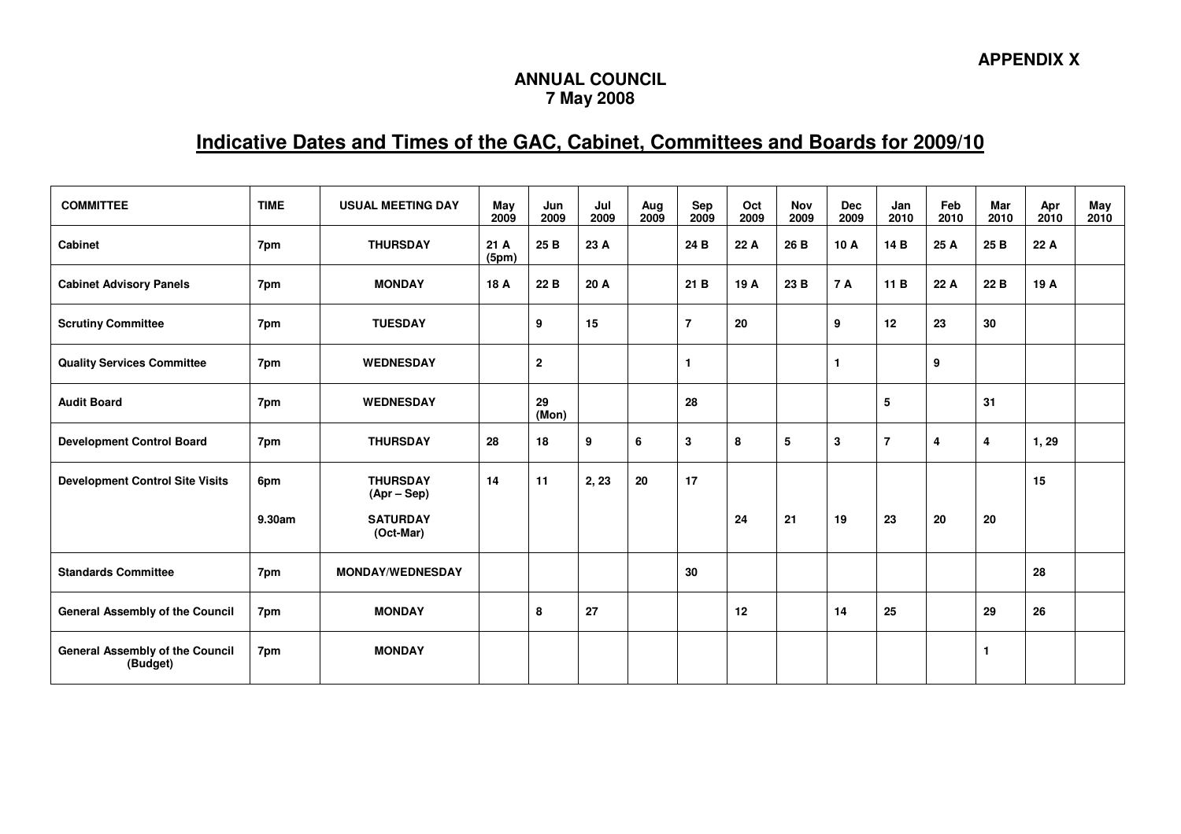**APPENDIX X**

**ANNUAL COUNCIL**
**7 May 2008**

## Indicative Dates and Times of the GAC, Cabinet, Committees and Boards for 2009/10

| COMMITTEE | TIME | USUAL MEETING DAY | May 2009 | Jun 2009 | Jul 2009 | Aug 2009 | Sep 2009 | Oct 2009 | Nov 2009 | Dec 2009 | Jan 2010 | Feb 2010 | Mar 2010 | Apr 2010 | May 2010 |
|---|---|---|---|---|---|---|---|---|---|---|---|---|---|---|---|
| Cabinet | 7pm | THURSDAY | 21 A (5pm) | 25 B | 23 A | | 24 B | 22 A | 26 B | 10 A | 14 B | 25 A | 25 B | 22 A | |
| Cabinet Advisory Panels | 7pm | MONDAY | 18 A | 22 B | 20 A | | 21 B | 19 A | 23 B | 7 A | 11 B | 22 A | 22 B | 19 A | |
| Scrutiny Committee | 7pm | TUESDAY | | 9 | 15 | | 7 | 20 | | 9 | 12 | 23 | 30 | | |
| Quality Services Committee | 7pm | WEDNESDAY | | 2 | | | 1 | | | 1 | | 9 | | | |
| Audit Board | 7pm | WEDNESDAY | | 29 (Mon) | | | 28 | | | | 5 | | 31 | | |
| Development Control Board | 7pm | THURSDAY | 28 | 18 | 9 | 6 | 3 | 8 | 5 | 3 | 7 | 4 | 4 | 1, 29 | |
| Development Control Site Visits | 6pm | THURSDAY (Apr – Sep) | 14 | 11 | 2, 23 | 20 | 17 | | | | | | | 15 | |
| | 9.30am | SATURDAY (Oct-Mar) | | | | | | 24 | 21 | 19 | 23 | 20 | 20 | | |
| Standards Committee | 7pm | MONDAY/WEDNESDAY | | | | | 30 | | | | | | | 28 | |
| General Assembly of the Council | 7pm | MONDAY | | 8 | 27 | | | 12 | | 14 | 25 | | 29 | 26 | |
| General Assembly of the Council (Budget) | 7pm | MONDAY | | | | | | | | | | | 1 | | |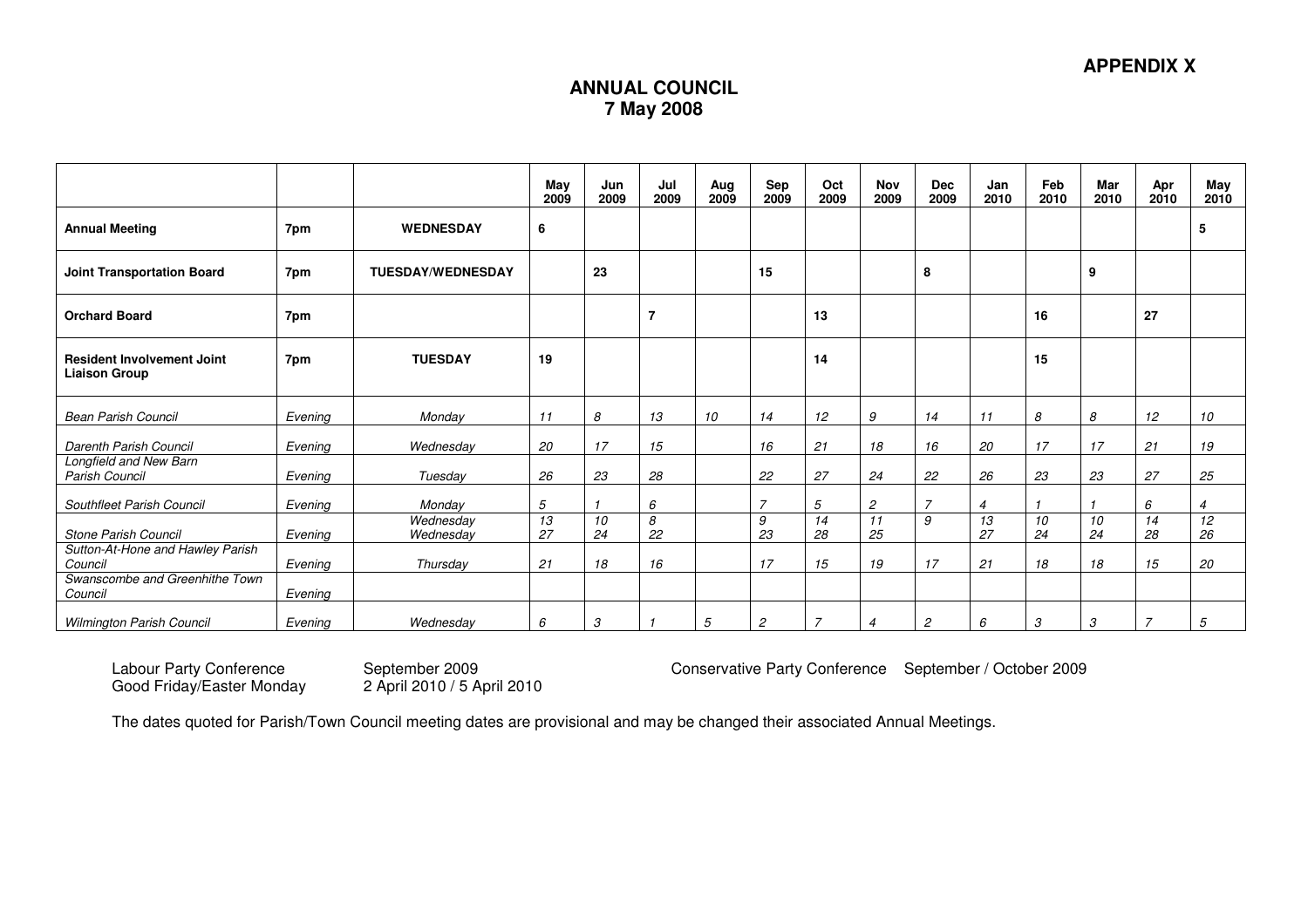**APPENDIX X**

## ANNUAL COUNCIL
## 7 May 2008

| | | | May 2009 | Jun 2009 | Jul 2009 | Aug 2009 | Sep 2009 | Oct 2009 | Nov 2009 | Dec 2009 | Jan 2010 | Feb 2010 | Mar 2010 | Apr 2010 | May 2010 |
|---|---|---|---|---|---|---|---|---|---|---|---|---|---|---|---|
| **Annual Meeting** | **7pm** | **WEDNESDAY** | **6** | | | | | | | | | | | | **5** |
| **Joint Transportation Board** | **7pm** | **TUESDAY/WEDNESDAY** | | **23** | | | **15** | | | **8** | | | **9** | | |
| **Orchard Board** | **7pm** | | | | **7** | | | **13** | | | | **16** | | **27** | |
| **Resident Involvement Joint Liaison Group** | **7pm** | **TUESDAY** | **19** | | | | | **14** | | | | **15** | | | |
| *Bean Parish Council* | *Evening* | *Monday* | *11* | *8* | *13* | *10* | *14* | *12* | *9* | *14* | *11* | *8* | *8* | *12* | *10* |
| *Darenth Parish Council* | *Evening* | *Wednesday* | *20* | *17* | *15* | | *16* | *21* | *18* | *16* | *20* | *17* | *17* | *21* | *19* |
| *Longfield and New Barn Parish Council* | *Evening* | *Tuesday* | *26* | *23* | *28* | | *22* | *27* | *24* | *22* | *26* | *23* | *23* | *27* | *25* |
| *Southfleet Parish Council* | *Evening* | *Monday* | *5* | *1* | *6* | | *7* | *5* | *2* | *7* | *4* | *1* | *1* | *6* | *4* |
| *Stone Parish Council* | *Evening* | *Wednesday Wednesday* | *13 27* | *10 24* | *8 22* | | *9 23* | *14 28* | *11 25* | *9* | *13 27* | *10 24* | *10 24* | *14 28* | *12 26* |
| *Sutton-At-Hone and Hawley Parish Council* | *Evening* | *Thursday* | *21* | *18* | *16* | | *17* | *15* | *19* | *17* | *21* | *18* | *18* | *15* | *20* |
| *Swanscombe and Greenhithe Town Council* | *Evening* | | | | | | | | | | | | | | |
| *Wilmington Parish Council* | *Evening* | *Wednesday* | *6* | *3* | *1* | *5* | *2* | *7* | *4* | *2* | *6* | *3* | *3* | *7* | *5* |

Labour Party Conference — September 2009

Good Friday/Easter Monday — 2 April 2010 / 5 April 2010

Conservative Party Conference — September / October 2009

The dates quoted for Parish/Town Council meeting dates are provisional and may be changed their associated Annual Meetings.